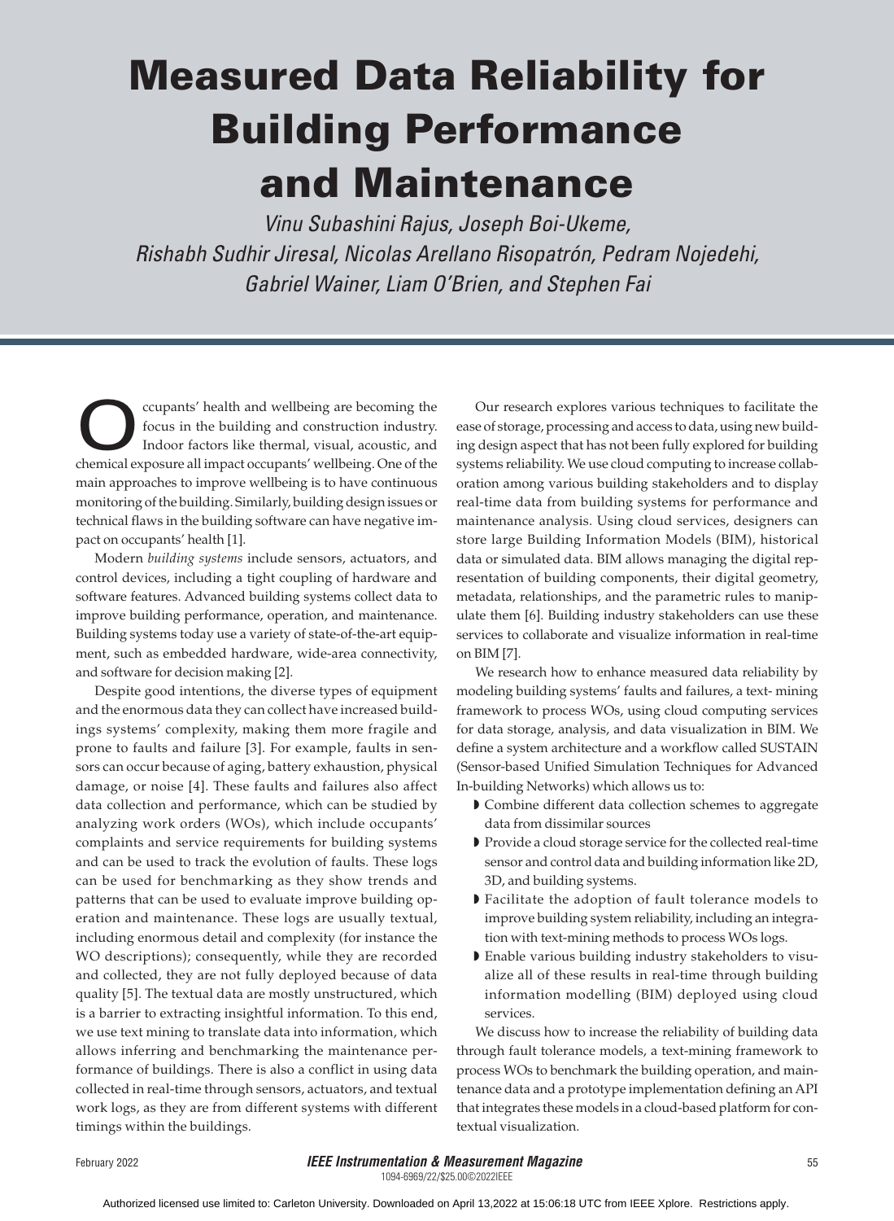# Measured Data Reliability for Building Performance and Maintenance

*Vinu Subashini Rajus, Joseph Boi-Ukeme, Rishabh Sudhir Jiresal, Nicolas Arellano Risopatrón, Pedram Nojedehi, Gabriel Wainer, Liam O'Brien, and Stephen Fai*

Occupants' health and wellbeing are becoming the focus in the building and construction industry. Indoor factors like thermal, visual, acoustic, and chemical exposure all impact occupants' wellbeing. One of the main approaches to improve wellbeing is to have continuous monitoring of the building. Similarly, building design issues or technical flaws in the building software can have negative impact on occupants' health [1].

Modern *building systems* include sensors, actuators, and control devices, including a tight coupling of hardware and software features. Advanced building systems collect data to improve building performance, operation, and maintenance. Building systems today use a variety of state-of-the-art equipment, such as embedded hardware, wide-area connectivity, and software for decision making [2].

Despite good intentions, the diverse types of equipment and the enormous data they can collect have increased buildings systems' complexity, making them more fragile and prone to faults and failure [3]. For example, faults in sensors can occur because of aging, battery exhaustion, physical damage, or noise [4]. These faults and failures also affect data collection and performance, which can be studied by analyzing work orders (WOs), which include occupants' complaints and service requirements for building systems and can be used to track the evolution of faults. These logs can be used for benchmarking as they show trends and patterns that can be used to evaluate improve building operation and maintenance. These logs are usually textual, including enormous detail and complexity (for instance the WO descriptions); consequently, while they are recorded and collected, they are not fully deployed because of data quality [5]. The textual data are mostly unstructured, which is a barrier to extracting insightful information. To this end, we use text mining to translate data into information, which allows inferring and benchmarking the maintenance performance of buildings. There is also a conflict in using data collected in real-time through sensors, actuators, and textual work logs, as they are from different systems with different timings within the buildings.

Our research explores various techniques to facilitate the ease of storage, processing and access to data, using new building design aspect that has not been fully explored for building systems reliability. We use cloud computing to increase collaboration among various building stakeholders and to display real-time data from building systems for performance and maintenance analysis. Using cloud services, designers can store large Building Information Models (BIM), historical data or simulated data. BIM allows managing the digital representation of building components, their digital geometry, metadata, relationships, and the parametric rules to manipulate them [6]. Building industry stakeholders can use these services to collaborate and visualize information in real-time on BIM [7].

We research how to enhance measured data reliability by modeling building systems' faults and failures, a text- mining framework to process WOs, using cloud computing services for data storage, analysis, and data visualization in BIM. We define a system architecture and a workflow called SUSTAIN (Sensor-based Unified Simulation Techniques for Advanced In-building Networks) which allows us to:

- Combine different data collection schemes to aggregate data from dissimilar sources
- Provide a cloud storage service for the collected real-time sensor and control data and building information like 2D, 3D, and building systems.
- Facilitate the adoption of fault tolerance models to improve building system reliability, including an integration with text-mining methods to process WOs logs.
- Enable various building industry stakeholders to visualize all of these results in real-time through building information modelling (BIM) deployed using cloud services.

We discuss how to increase the reliability of building data through fault tolerance models, a text-mining framework to process WOs to benchmark the building operation, and maintenance data and a prototype implementation defining an API that integrates these models in a cloud-based platform for contextual visualization.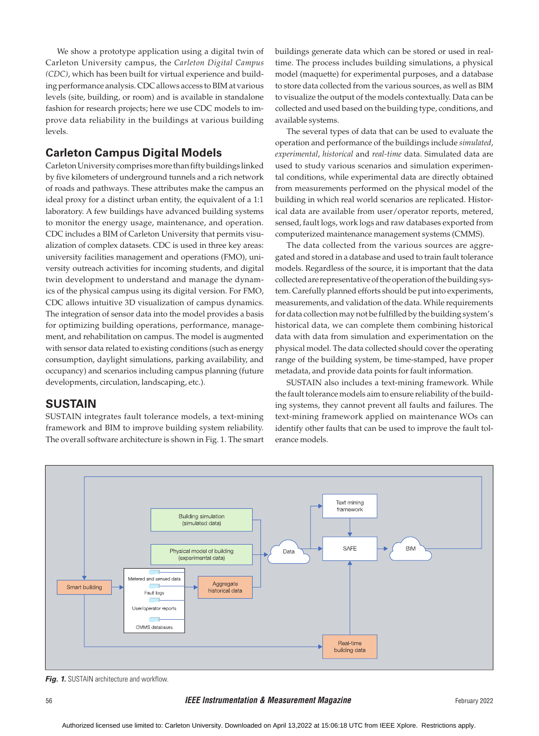We show a prototype application using a digital twin of Carleton University campus, the *Carleton Digital Campus (CDC)*, which has been built for virtual experience and building performance analysis. CDC allows access to BIM at various levels (site, building, or room) and is available in standalone fashion for research projects; here we use CDC models to improve data reliability in the buildings at various building levels.

## Carleton Campus Digital Models

Carleton University comprises more than fifty buildings linked by five kilometers of underground tunnels and a rich network of roads and pathways. These attributes make the campus an ideal proxy for a distinct urban entity, the equivalent of a 1:1 laboratory. A few buildings have advanced building systems to monitor the energy usage, maintenance, and operation. CDC includes a BIM of Carleton University that permits visualization of complex datasets. CDC is used in three key areas: university facilities management and operations (FMO), university outreach activities for incoming students, and digital twin development to understand and manage the dynamics of the physical campus using its digital version. For FMO, CDC allows intuitive 3D visualization of campus dynamics. The integration of sensor data into the model provides a basis for optimizing building operations, performance, management, and rehabilitation on campus. The model is augmented with sensor data related to existing conditions (such as energy consumption, daylight simulations, parking availability, and occupancy) and scenarios including campus planning (future developments, circulation, landscaping, etc.).

## SUSTAIN

SUSTAIN integrates fault tolerance models, a text-mining framework and BIM to improve building system reliability. The overall software architecture is shown in Fig. 1. The smart buildings generate data which can be stored or used in real-time. The process includes building simulations, a physical model (maquette) for experimental purposes, and a database to store data collected from the various sources, as well as BIM to visualize the output of the models contextually. Data can be collected and used based on the building type, conditions, and available systems.

The several types of data that can be used to evaluate the operation and performance of the buildings include *simulated*, *experimental*, *historical* and *real-time* data. Simulated data are used to study various scenarios and simulation experimental conditions, while experimental data are directly obtained from measurements performed on the physical model of the building in which real world scenarios are replicated. Historical data are available from user/operator reports, metered, sensed, fault logs, work logs and raw databases exported from computerized maintenance management systems (CMMS).

The data collected from the various sources are aggregated and stored in a database and used to train fault tolerance models. Regardless of the source, it is important that the data collected are representative of the operation of the building system. Carefully planned efforts should be put into experiments, measurements, and validation of the data. While requirements for data collection may not be fulfilled by the building system's historical data, we can complete them combining historical data with data from simulation and experimentation on the physical model. The data collected should cover the operating range of the building system, be time-stamped, have proper metadata, and provide data points for fault information.

SUSTAIN also includes a text-mining framework. While the fault tolerance models aim to ensure reliability of the building systems, they cannot prevent all faults and failures. The text-mining framework applied on maintenance WOs can identify other faults that can be used to improve the fault tolerance models.

***Fig. 1.*** SUSTAIN architecture and workflow.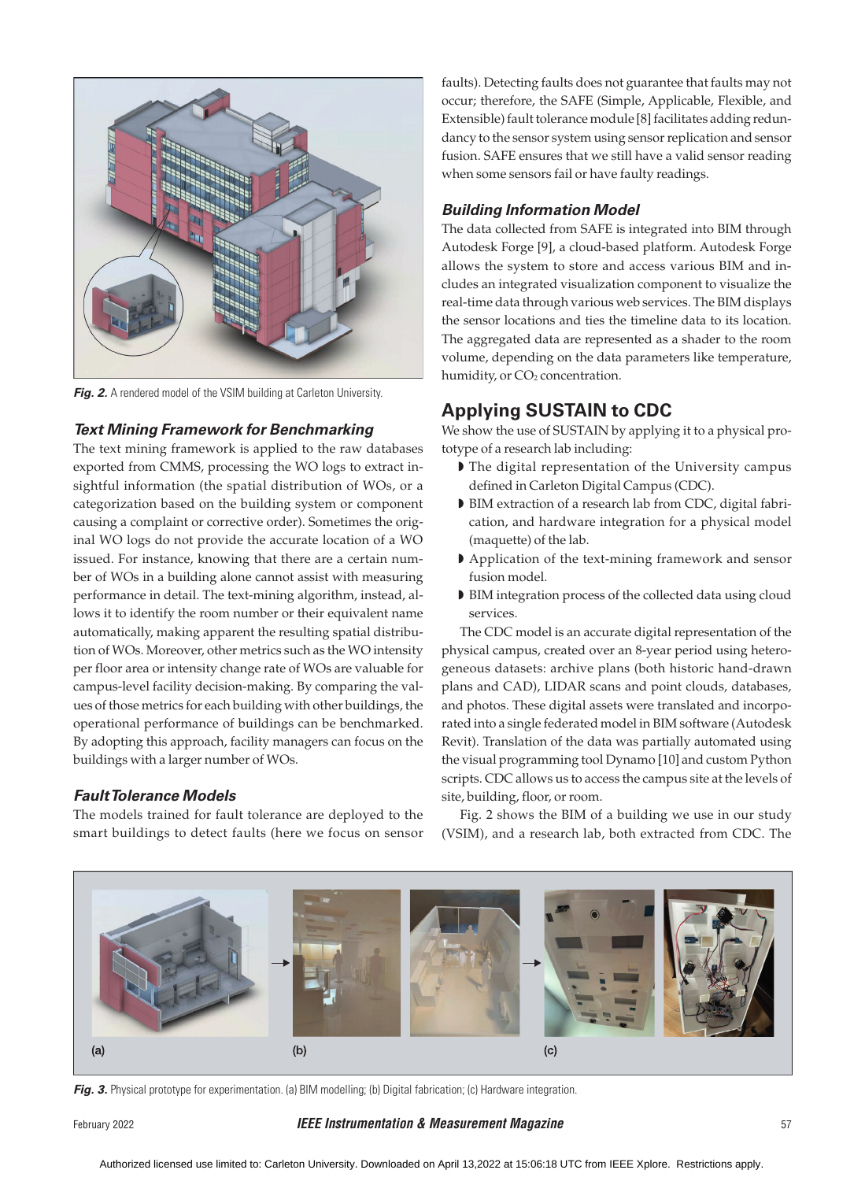Fig. 2. A rendered model of the VSIM building at Carleton University.

### Text Mining Framework for Benchmarking

The text mining framework is applied to the raw databases exported from CMMS, processing the WO logs to extract insightful information (the spatial distribution of WOs, or a categorization based on the building system or component causing a complaint or corrective order). Sometimes the original WO logs do not provide the accurate location of a WO issued. For instance, knowing that there are a certain number of WOs in a building alone cannot assist with measuring performance in detail. The text-mining algorithm, instead, allows it to identify the room number or their equivalent name automatically, making apparent the resulting spatial distribution of WOs. Moreover, other metrics such as the WO intensity per floor area or intensity change rate of WOs are valuable for campus-level facility decision-making. By comparing the values of those metrics for each building with other buildings, the operational performance of buildings can be benchmarked. By adopting this approach, facility managers can focus on the buildings with a larger number of WOs.

### Fault Tolerance Models

The models trained for fault tolerance are deployed to the smart buildings to detect faults (here we focus on sensor faults). Detecting faults does not guarantee that faults may not occur; therefore, the SAFE (Simple, Applicable, Flexible, and Extensible) fault tolerance module [8] facilitates adding redundancy to the sensor system using sensor replication and sensor fusion. SAFE ensures that we still have a valid sensor reading when some sensors fail or have faulty readings.

### Building Information Model

The data collected from SAFE is integrated into BIM through Autodesk Forge [9], a cloud-based platform. Autodesk Forge allows the system to store and access various BIM and includes an integrated visualization component to visualize the real-time data through various web services. The BIM displays the sensor locations and ties the timeline data to its location. The aggregated data are represented as a shader to the room volume, depending on the data parameters like temperature, humidity, or $CO_2$ concentration.

## Applying SUSTAIN to CDC

We show the use of SUSTAIN by applying it to a physical prototype of a research lab including:

- The digital representation of the University campus defined in Carleton Digital Campus (CDC).
- BIM extraction of a research lab from CDC, digital fabrication, and hardware integration for a physical model (maquette) of the lab.
- Application of the text-mining framework and sensor fusion model.
- BIM integration process of the collected data using cloud services.

The CDC model is an accurate digital representation of the physical campus, created over an 8-year period using heterogeneous datasets: archive plans (both historic hand-drawn plans and CAD), LIDAR scans and point clouds, databases, and photos. These digital assets were translated and incorporated into a single federated model in BIM software (Autodesk Revit). Translation of the data was partially automated using the visual programming tool Dynamo [10] and custom Python scripts. CDC allows us to access the campus site at the levels of site, building, floor, or room.

Fig. 2 shows the BIM of a building we use in our study (VSIM), and a research lab, both extracted from CDC. The

Fig. 3. Physical prototype for experimentation. (a) BIM modelling; (b) Digital fabrication; (c) Hardware integration.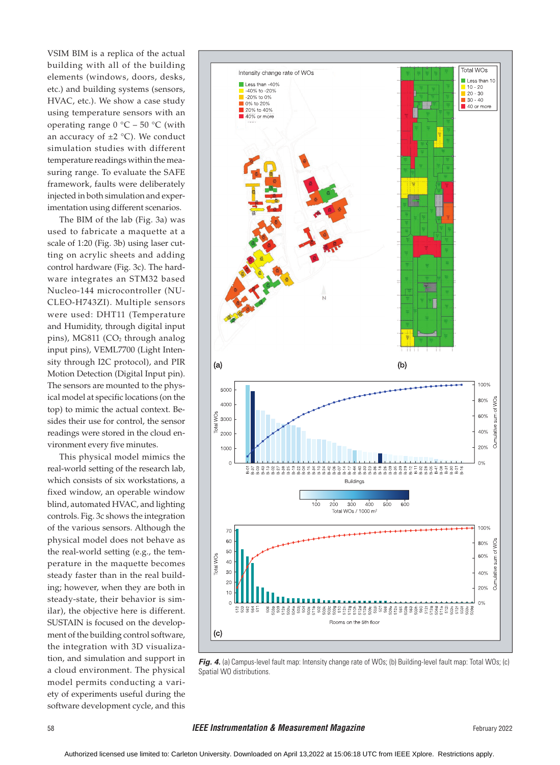VSIM BIM is a replica of the actual building with all of the building elements (windows, doors, desks, etc.) and building systems (sensors, HVAC, etc.). We show a case study using temperature sensors with an operating range 0 °C – 50 °C (with an accuracy of ±2 °C). We conduct simulation studies with different temperature readings within the measuring range. To evaluate the SAFE framework, faults were deliberately injected in both simulation and experimentation using different scenarios.

The BIM of the lab (Fig. 3a) was used to fabricate a maquette at a scale of 1:20 (Fig. 3b) using laser cutting on acrylic sheets and adding control hardware (Fig. 3c). The hardware integrates an STM32 based Nucleo-144 microcontroller (NUCLEO-H743ZI). Multiple sensors were used: DHT11 (Temperature and Humidity, through digital input pins), MG811 ($CO_2$ through analog input pins), VEML7700 (Light Intensity through I2C protocol), and PIR Motion Detection (Digital Input pin). The sensors are mounted to the physical model at specific locations (on the top) to mimic the actual context. Besides their use for control, the sensor readings were stored in the cloud environment every five minutes.

This physical model mimics the real-world setting of the research lab, which consists of six workstations, a fixed window, an operable window blind, automated HVAC, and lighting controls. Fig. 3c shows the integration of the various sensors. Although the physical model does not behave as the real-world setting (e.g., the temperature in the maquette becomes steady faster than in the real building; however, when they are both in steady-state, their behavior is similar), the objective here is different. SUSTAIN is focused on the development of the building control software, the integration with 3D visualization, and simulation and support in a cloud environment. The physical model permits conducting a variety of experiments useful during the software development cycle, and this

*Fig. 4.* (a) Campus-level fault map: Intensity change rate of WOs; (b) Building-level fault map: Total WOs; (c) Spatial WO distributions.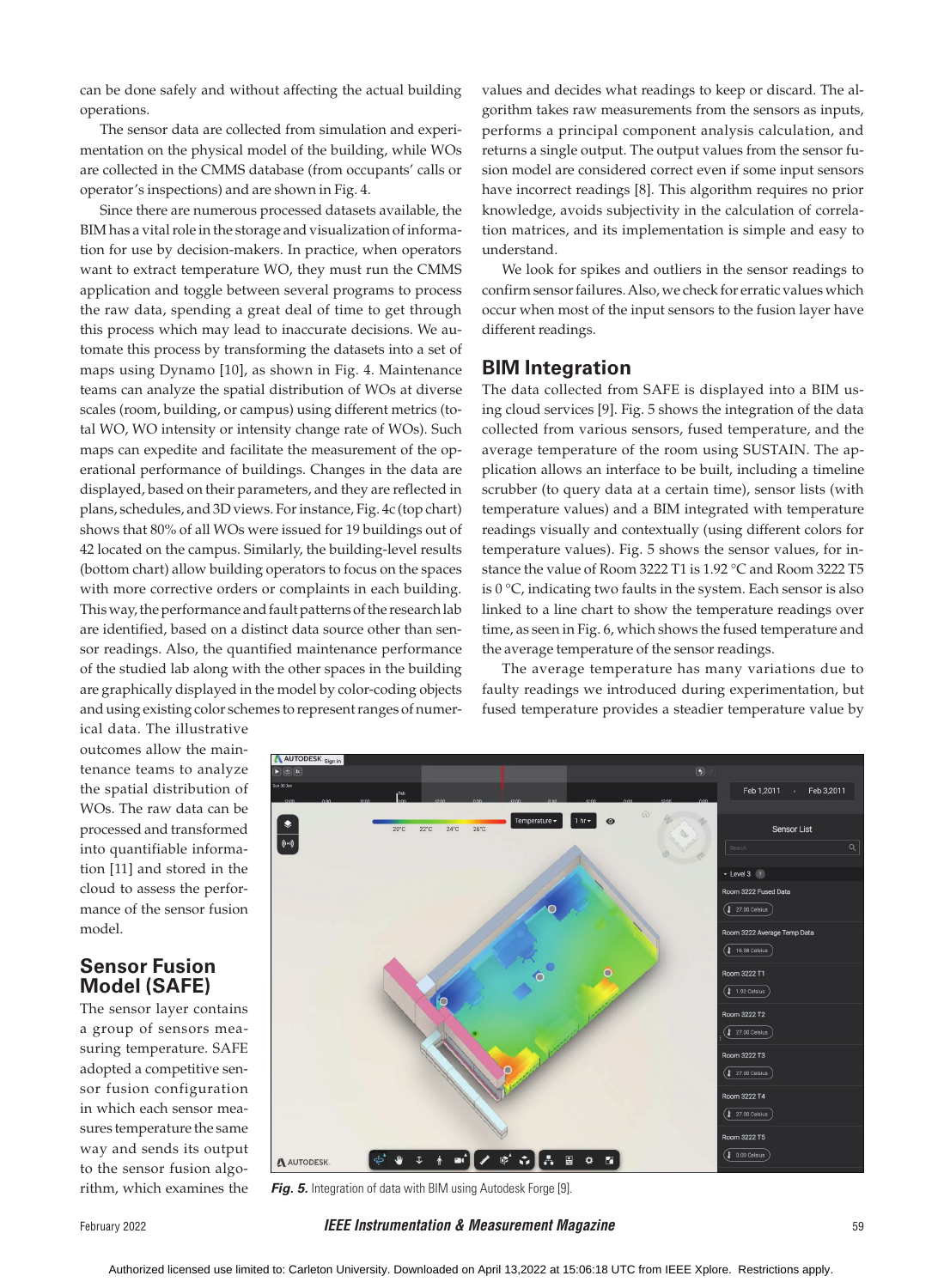can be done safely and without affecting the actual building operations.

The sensor data are collected from simulation and experimentation on the physical model of the building, while WOs are collected in the CMMS database (from occupants' calls or operator's inspections) and are shown in Fig. 4.

Since there are numerous processed datasets available, the BIM has a vital role in the storage and visualization of information for use by decision-makers. In practice, when operators want to extract temperature WO, they must run the CMMS application and toggle between several programs to process the raw data, spending a great deal of time to get through this process which may lead to inaccurate decisions. We automate this process by transforming the datasets into a set of maps using Dynamo [10], as shown in Fig. 4. Maintenance teams can analyze the spatial distribution of WOs at diverse scales (room, building, or campus) using different metrics (total WO, WO intensity or intensity change rate of WOs). Such maps can expedite and facilitate the measurement of the operational performance of buildings. Changes in the data are displayed, based on their parameters, and they are reflected in plans, schedules, and 3D views. For instance, Fig. 4c (top chart) shows that 80% of all WOs were issued for 19 buildings out of 42 located on the campus. Similarly, the building-level results (bottom chart) allow building operators to focus on the spaces with more corrective orders or complaints in each building. This way, the performance and fault patterns of the research lab are identified, based on a distinct data source other than sensor readings. Also, the quantified maintenance performance of the studied lab along with the other spaces in the building are graphically displayed in the model by color-coding objects and using existing color schemes to represent ranges of numerical data. The illustrative outcomes allow the maintenance teams to analyze the spatial distribution of WOs. The raw data can be processed and transformed into quantitative information [11] and stored in the cloud to assess the performance of the sensor fusion model.

## Sensor Fusion Model (SAFE)

The sensor layer contains a group of sensors measuring temperature. SAFE adopted a competitive sensor fusion configuration in which each sensor measures temperature the same way and sends its output to the sensor fusion algorithm, which examines the values and decides what readings to keep or discard. The algorithm takes raw measurements from the sensors as inputs, performs a principal component analysis calculation, and returns a single output. The output values from the sensor fusion model are considered correct even if some input sensors have incorrect readings [8]. This algorithm requires no prior knowledge, avoids subjectivity in the calculation of correlation matrices, and its implementation is simple and easy to understand.

We look for spikes and outliers in the sensor readings to confirm sensor failures. Also, we check for erratic values which occur when most of the input sensors to the fusion layer have different readings.

## BIM Integration

The data collected from SAFE is displayed into a BIM using cloud services [9]. Fig. 5 shows the integration of the data collected from various sensors, fused temperature, and the average temperature of the room using SUSTAIN. The application allows an interface to be built, including a timeline scrubber (to query data at a certain time), sensor lists (with temperature values) and a BIM integrated with temperature readings visually and contextually (using different colors for temperature values). Fig. 5 shows the sensor values, for instance the value of Room 3222 T1 is 1.92 °C and Room 3222 T5 is 0 °C, indicating two faults in the system. Each sensor is also linked to a line chart to show the temperature readings over time, as seen in Fig. 6, which shows the fused temperature and the average temperature of the sensor readings.

The average temperature has many variations due to faulty readings we introduced during experimentation, but fused temperature provides a steadier temperature value by

***Fig. 5.*** Integration of data with BIM using Autodesk Forge [9].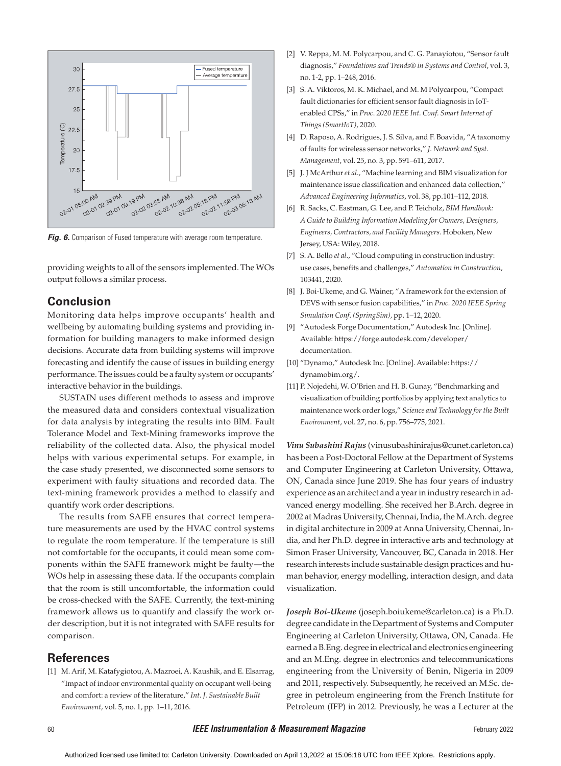Fig. 6. Comparison of Fused temperature with average room temperature.

providing weights to all of the sensors implemented. The WOs output follows a similar process.

## Conclusion

Monitoring data helps improve occupants' health and wellbeing by automating building systems and providing information for building managers to make informed design decisions. Accurate data from building systems will improve forecasting and identify the cause of issues in building energy performance. The issues could be a faulty system or occupants' interactive behavior in the buildings.

SUSTAIN uses different methods to assess and improve the measured data and considers contextual visualization for data analysis by integrating the results into BIM. Fault Tolerance Model and Text-Mining frameworks improve the reliability of the collected data. Also, the physical model helps with various experimental setups. For example, in the case study presented, we disconnected some sensors to experiment with faulty situations and recorded data. The text-mining framework provides a method to classify and quantify work order descriptions.

The results from SAFE ensures that correct temperature measurements are used by the HVAC control systems to regulate the room temperature. If the temperature is still not comfortable for the occupants, it could mean some components within the SAFE framework might be faulty—the WOs help in assessing these data. If the occupants complain that the room is still uncomfortable, the information could be cross-checked with the SAFE. Currently, the text-mining framework allows us to quantify and classify the work order description, but it is not integrated with SAFE results for comparison.

## References

[1] M. Arif, M. Katafygiotou, A. Mazroei, A. Kaushik, and E. Elsarrag, "Impact of indoor environmental quality on occupant well-being and comfort: a review of the literature," *Int. J. Sustainable Built Environment*, vol. 5, no. 1, pp. 1–11, 2016.

[2] V. Reppa, M. M. Polycarpou, and C. G. Panayiotou, "Sensor fault diagnosis," *Foundations and Trends® in Systems and Control*, vol. 3, no. 1-2, pp. 1–248, 2016.

[3] S. A. Viktoros, M. K. Michael, and M. M Polycarpou, "Compact fault dictionaries for efficient sensor fault diagnosis in IoT-enabled CPSs," in *Proc. 2020 IEEE Int. Conf. Smart Internet of Things (SmartIoT)*, 2020.

[4] D. Raposo, A. Rodrigues, J. S. Silva, and F. Boavida, "A taxonomy of faults for wireless sensor networks," *J. Network and Syst. Management*, vol. 25, no. 3, pp. 591–611, 2017.

[5] J. J McArthur *et al.*, "Machine learning and BIM visualization for maintenance issue classification and enhanced data collection," *Advanced Engineering Informatics*, vol. 38, pp.101–112, 2018.

[6] R. Sacks, C. Eastman, G. Lee, and P. Teicholz, *BIM Handbook: A Guide to Building Information Modeling for Owners, Designers, Engineers, Contractors, and Facility Managers*. Hoboken, New Jersey, USA: Wiley, 2018.

[7] S. A. Bello *et al.*, "Cloud computing in construction industry: use cases, benefits and challenges," *Automation in Construction*, 103441, 2020.

[8] J. Boi-Ukeme, and G. Wainer, "A framework for the extension of DEVS with sensor fusion capabilities," in *Proc. 2020 IEEE Spring Simulation Conf. (SpringSim)*, pp. 1–12, 2020.

[9] "Autodesk Forge Documentation," Autodesk Inc. [Online]. Available: https://forge.autodesk.com/developer/documentation.

[10] "Dynamo," Autodesk Inc. [Online]. Available: https://dynamobim.org/.

[11] P. Nojedehi, W. O'Brien and H. B. Gunay, "Benchmarking and visualization of building portfolios by applying text analytics to maintenance work order logs," *Science and Technology for the Built Environment*, vol. 27, no. 6, pp. 756–775, 2021.

***Vinu Subashini Rajus*** (vinusubashinirajus@cunet.carleton.ca) has been a Post-Doctoral Fellow at the Department of Systems and Computer Engineering at Carleton University, Ottawa, ON, Canada since June 2019. She has four years of industry experience as an architect and a year in industry research in advanced energy modelling. She received her B.Arch. degree in 2002 at Madras University, Chennai, India, the M.Arch. degree in digital architecture in 2009 at Anna University, Chennai, India, and her Ph.D. degree in interactive arts and technology at Simon Fraser University, Vancouver, BC, Canada in 2018. Her research interests include sustainable design practices and human behavior, energy modelling, interaction design, and data visualization.

***Joseph Boi-Ukeme*** (joseph.boiukeme@carleton.ca) is a Ph.D. degree candidate in the Department of Systems and Computer Engineering at Carleton University, Ottawa, ON, Canada. He earned a B.Eng. degree in electrical and electronics engineering and an M.Eng. degree in electronics and telecommunications engineering from the University of Benin, Nigeria in 2009 and 2011, respectively. Subsequently, he received an M.Sc. degree in petroleum engineering from the French Institute for Petroleum (IFP) in 2012. Previously, he was a Lecturer at the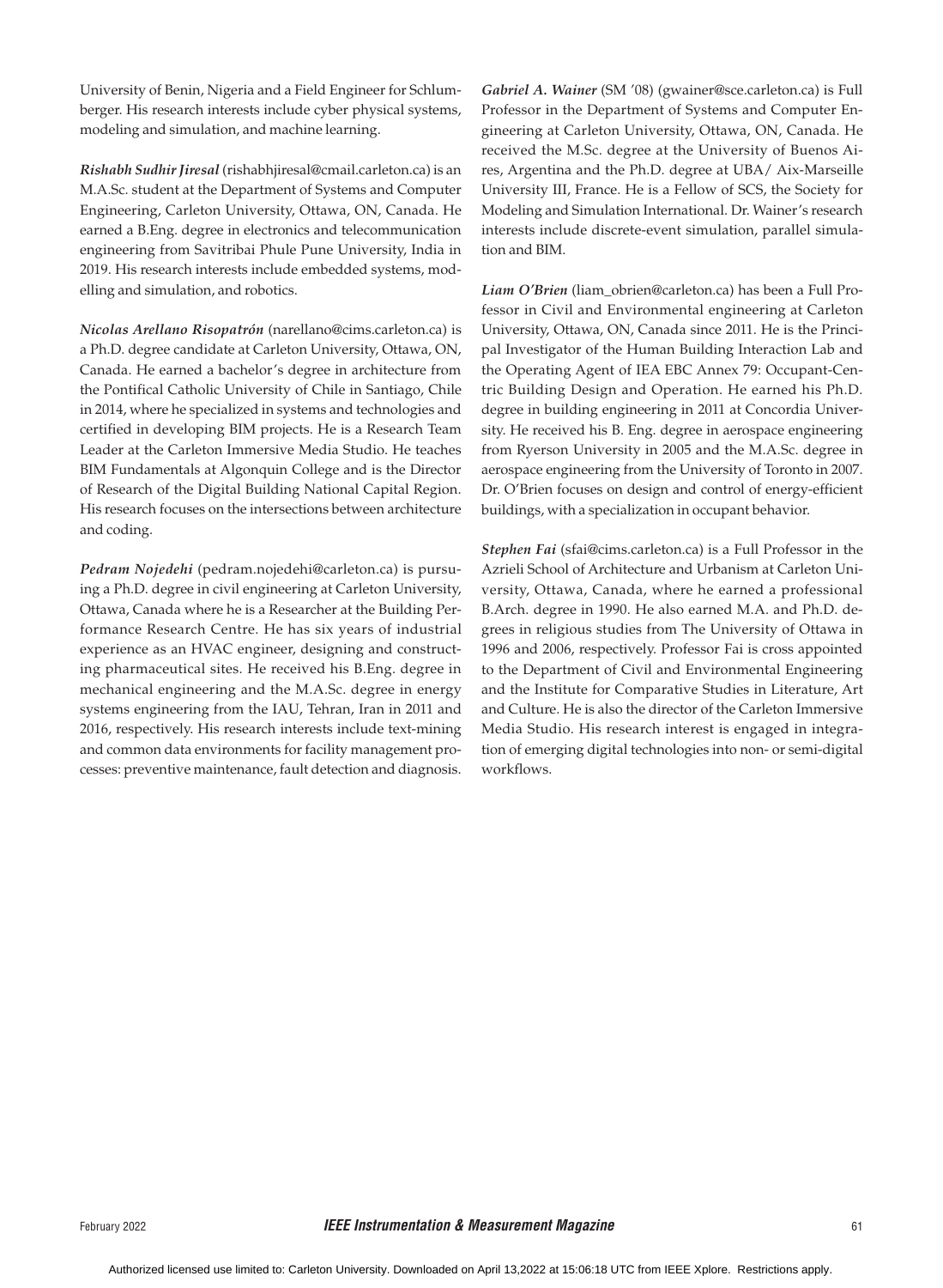University of Benin, Nigeria and a Field Engineer for Schlumberger. His research interests include cyber physical systems, modeling and simulation, and machine learning.

***Rishabh Sudhir Jiresal*** (rishabhjiresal@cmail.carleton.ca) is an M.A.Sc. student at the Department of Systems and Computer Engineering, Carleton University, Ottawa, ON, Canada. He earned a B.Eng. degree in electronics and telecommunication engineering from Savitribai Phule Pune University, India in 2019. His research interests include embedded systems, modelling and simulation, and robotics.

***Nicolas Arellano Risopatrón*** (narellano@cims.carleton.ca) is a Ph.D. degree candidate at Carleton University, Ottawa, ON, Canada. He earned a bachelor's degree in architecture from the Pontifical Catholic University of Chile in Santiago, Chile in 2014, where he specialized in systems and technologies and certified in developing BIM projects. He is a Research Team Leader at the Carleton Immersive Media Studio. He teaches BIM Fundamentals at Algonquin College and is the Director of Research of the Digital Building National Capital Region. His research focuses on the intersections between architecture and coding.

***Pedram Nojedehi*** (pedram.nojedehi@carleton.ca) is pursuing a Ph.D. degree in civil engineering at Carleton University, Ottawa, Canada where he is a Researcher at the Building Performance Research Centre. He has six years of industrial experience as an HVAC engineer, designing and constructing pharmaceutical sites. He received his B.Eng. degree in mechanical engineering and the M.A.Sc. degree in energy systems engineering from the IAU, Tehran, Iran in 2011 and 2016, respectively. His research interests include text-mining and common data environments for facility management processes: preventive maintenance, fault detection and diagnosis.

***Gabriel A. Wainer*** (SM '08) (gwainer@sce.carleton.ca) is Full Professor in the Department of Systems and Computer Engineering at Carleton University, Ottawa, ON, Canada. He received the M.Sc. degree at the University of Buenos Aires, Argentina and the Ph.D. degree at UBA/ Aix-Marseille University III, France. He is a Fellow of SCS, the Society for Modeling and Simulation International. Dr. Wainer's research interests include discrete-event simulation, parallel simulation and BIM.

***Liam O'Brien*** (liam_obrien@carleton.ca) has been a Full Professor in Civil and Environmental engineering at Carleton University, Ottawa, ON, Canada since 2011. He is the Principal Investigator of the Human Building Interaction Lab and the Operating Agent of IEA EBC Annex 79: Occupant-Centric Building Design and Operation. He earned his Ph.D. degree in building engineering in 2011 at Concordia University. He received his B. Eng. degree in aerospace engineering from Ryerson University in 2005 and the M.A.Sc. degree in aerospace engineering from the University of Toronto in 2007. Dr. O'Brien focuses on design and control of energy-efficient buildings, with a specialization in occupant behavior.

***Stephen Fai*** (sfai@cims.carleton.ca) is a Full Professor in the Azrieli School of Architecture and Urbanism at Carleton University, Ottawa, Canada, where he earned a professional B.Arch. degree in 1990. He also earned M.A. and Ph.D. degrees in religious studies from The University of Ottawa in 1996 and 2006, respectively. Professor Fai is cross appointed to the Department of Civil and Environmental Engineering and the Institute for Comparative Studies in Literature, Art and Culture. He is also the director of the Carleton Immersive Media Studio. His research interest is engaged in integration of emerging digital technologies into non- or semi-digital workflows.